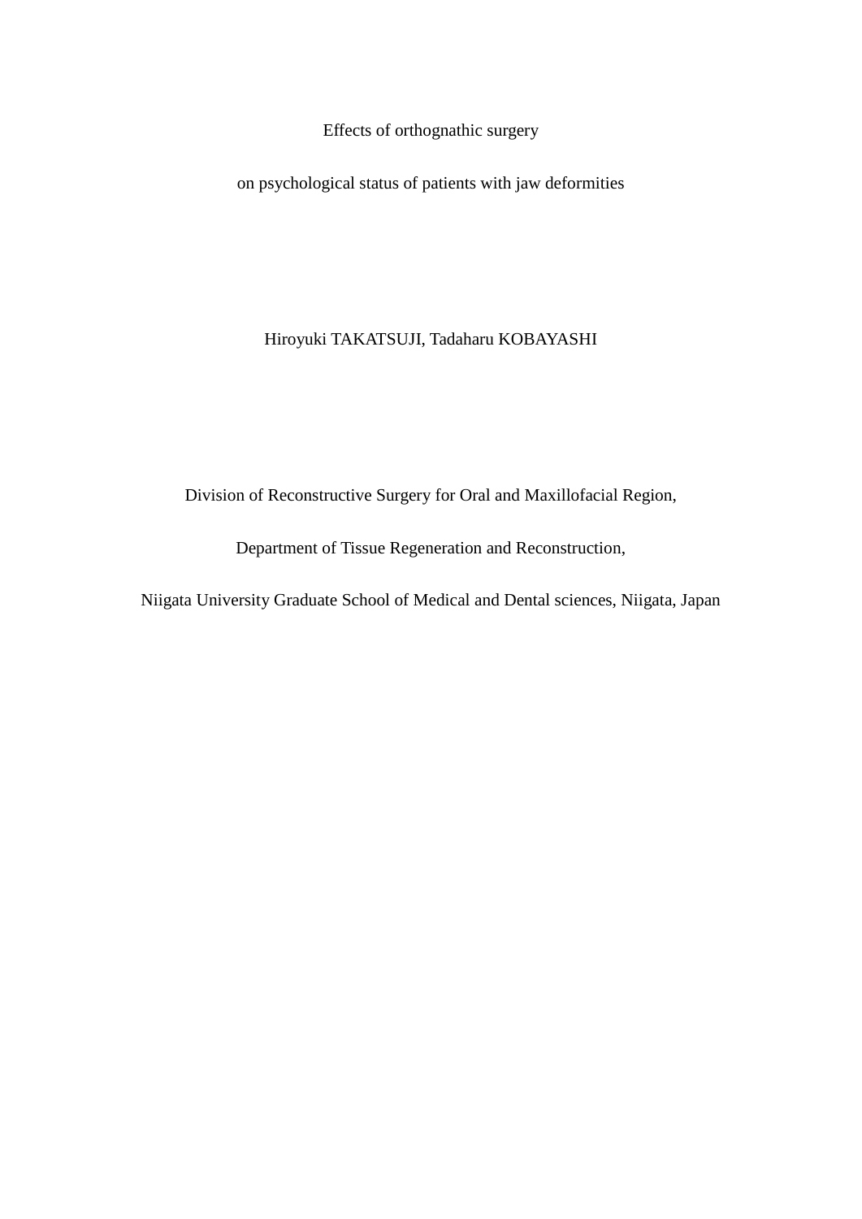# Effects of orthognathic surgery on psychological status of patients with jaw deformities

Hiroyuki TAKATSUJI, Tadaharu KOBAYASHI

Division of Reconstructive Surgery for Oral and Maxillofacial Region,

Department of Tissue Regeneration and Reconstruction,

Niigata University Graduate School of Medical and Dental sciences, Niigata, Japan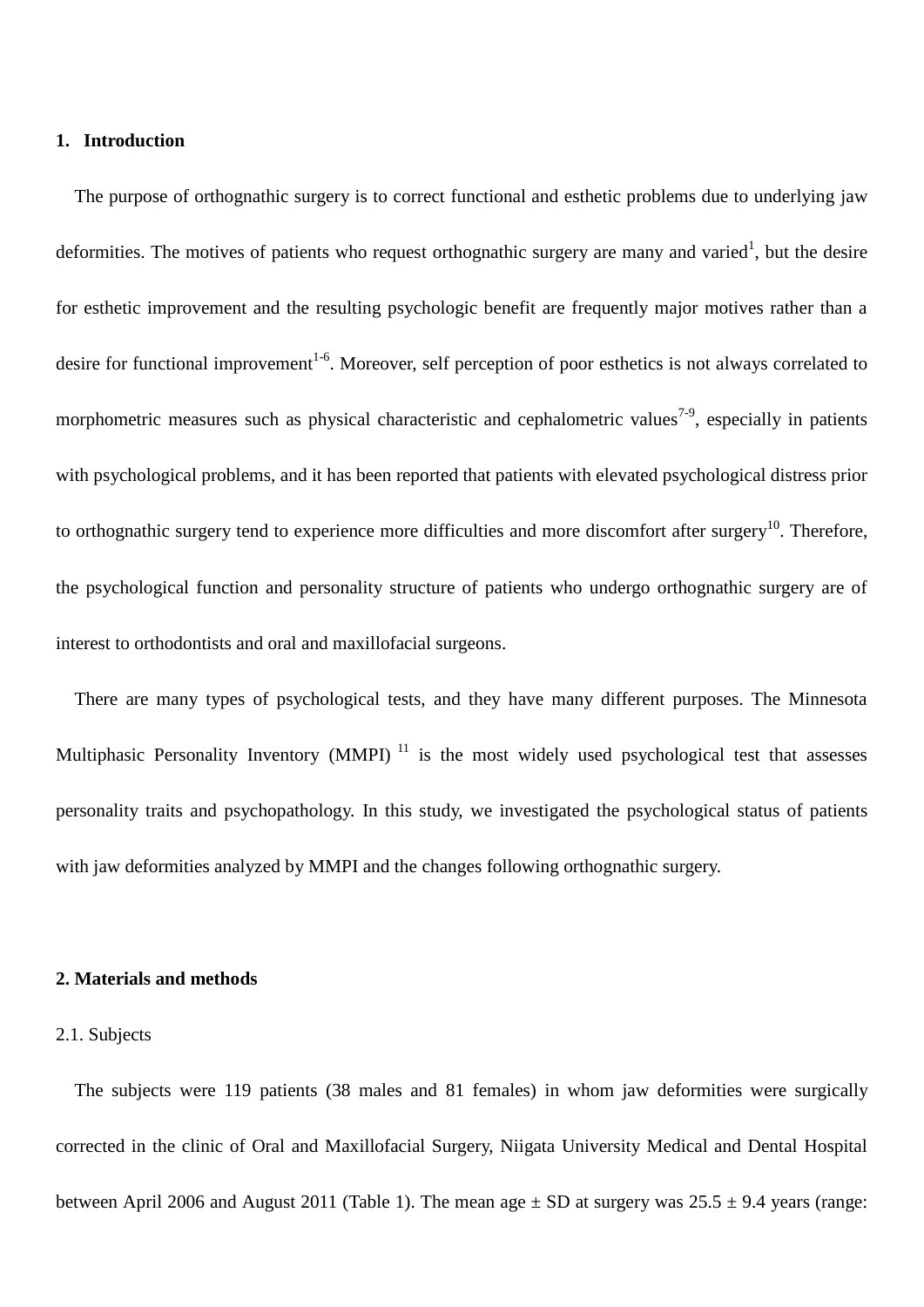## 1. Introduction

The purpose of orthognathic surgery is to correct functional and esthetic problems due to underlying jaw deformities. The motives of patients who request orthognathic surgery are many and varied[1], but the desire for esthetic improvement and the resulting psychologic benefit are frequently major motives rather than a desire for functional improvement[1-6]. Moreover, self perception of poor esthetics is not always correlated to morphometric measures such as physical characteristic and cephalometric values[7-9], especially in patients with psychological problems, and it has been reported that patients with elevated psychological distress prior to orthognathic surgery tend to experience more difficulties and more discomfort after surgery[10]. Therefore, the psychological function and personality structure of patients who undergo orthognathic surgery are of interest to orthodontists and oral and maxillofacial surgeons.

There are many types of psychological tests, and they have many different purposes. The Minnesota Multiphasic Personality Inventory (MMPI) [11] is the most widely used psychological test that assesses personality traits and psychopathology. In this study, we investigated the psychological status of patients with jaw deformities analyzed by MMPI and the changes following orthognathic surgery.

## 2. Materials and methods

### 2.1. Subjects

The subjects were 119 patients (38 males and 81 females) in whom jaw deformities were surgically corrected in the clinic of Oral and Maxillofacial Surgery, Niigata University Medical and Dental Hospital between April 2006 and August 2011 (Table 1). The mean age ± SD at surgery was 25.5 ± 9.4 years (range: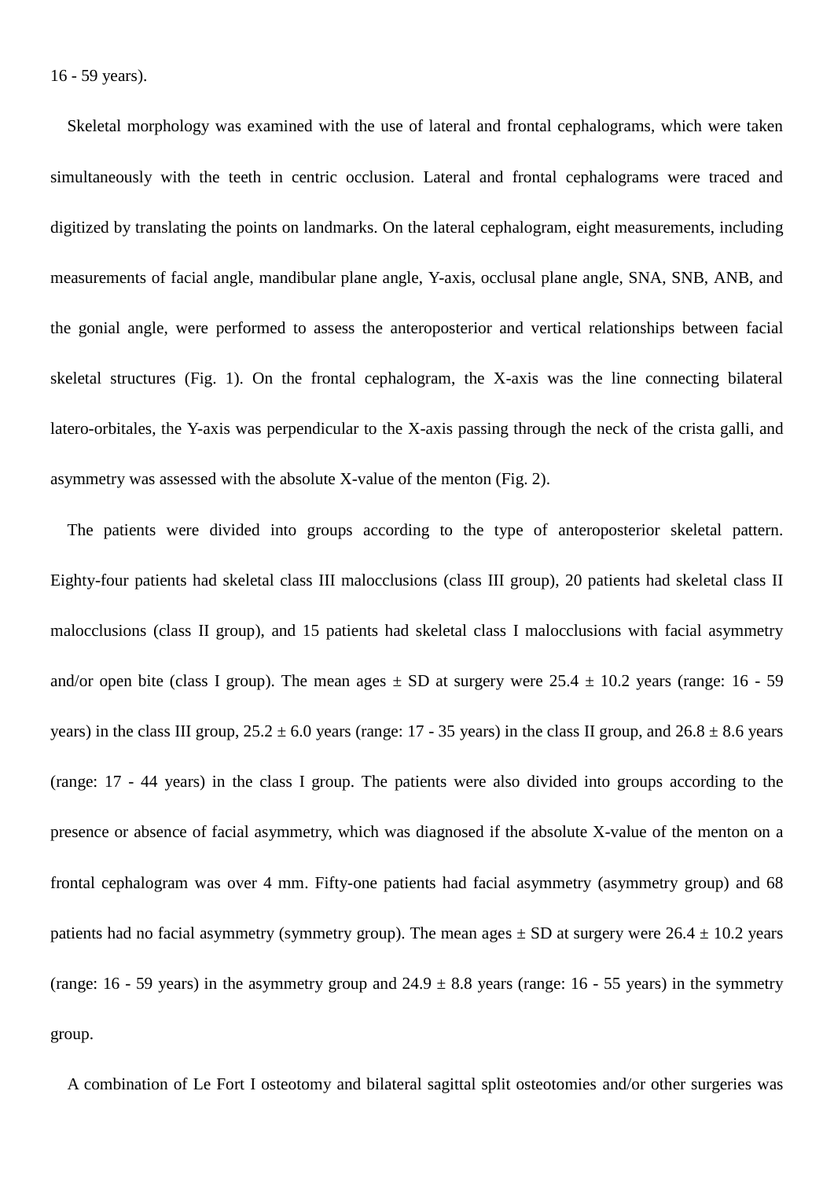16 - 59 years).

Skeletal morphology was examined with the use of lateral and frontal cephalograms, which were taken simultaneously with the teeth in centric occlusion. Lateral and frontal cephalograms were traced and digitized by translating the points on landmarks. On the lateral cephalogram, eight measurements, including measurements of facial angle, mandibular plane angle, Y-axis, occlusal plane angle, SNA, SNB, ANB, and the gonial angle, were performed to assess the anteroposterior and vertical relationships between facial skeletal structures (Fig. 1). On the frontal cephalogram, the X-axis was the line connecting bilateral latero-orbitales, the Y-axis was perpendicular to the X-axis passing through the neck of the crista galli, and asymmetry was assessed with the absolute X-value of the menton (Fig. 2).

The patients were divided into groups according to the type of anteroposterior skeletal pattern. Eighty-four patients had skeletal class III malocclusions (class III group), 20 patients had skeletal class II malocclusions (class II group), and 15 patients had skeletal class I malocclusions with facial asymmetry and/or open bite (class I group). The mean ages ± SD at surgery were 25.4 ± 10.2 years (range: 16 - 59 years) in the class III group, 25.2 ± 6.0 years (range: 17 - 35 years) in the class II group, and 26.8 ± 8.6 years (range: 17 - 44 years) in the class I group. The patients were also divided into groups according to the presence or absence of facial asymmetry, which was diagnosed if the absolute X-value of the menton on a frontal cephalogram was over 4 mm. Fifty-one patients had facial asymmetry (asymmetry group) and 68 patients had no facial asymmetry (symmetry group). The mean ages ± SD at surgery were 26.4 ± 10.2 years (range: 16 - 59 years) in the asymmetry group and 24.9 ± 8.8 years (range: 16 - 55 years) in the symmetry group.

A combination of Le Fort I osteotomy and bilateral sagittal split osteotomies and/or other surgeries was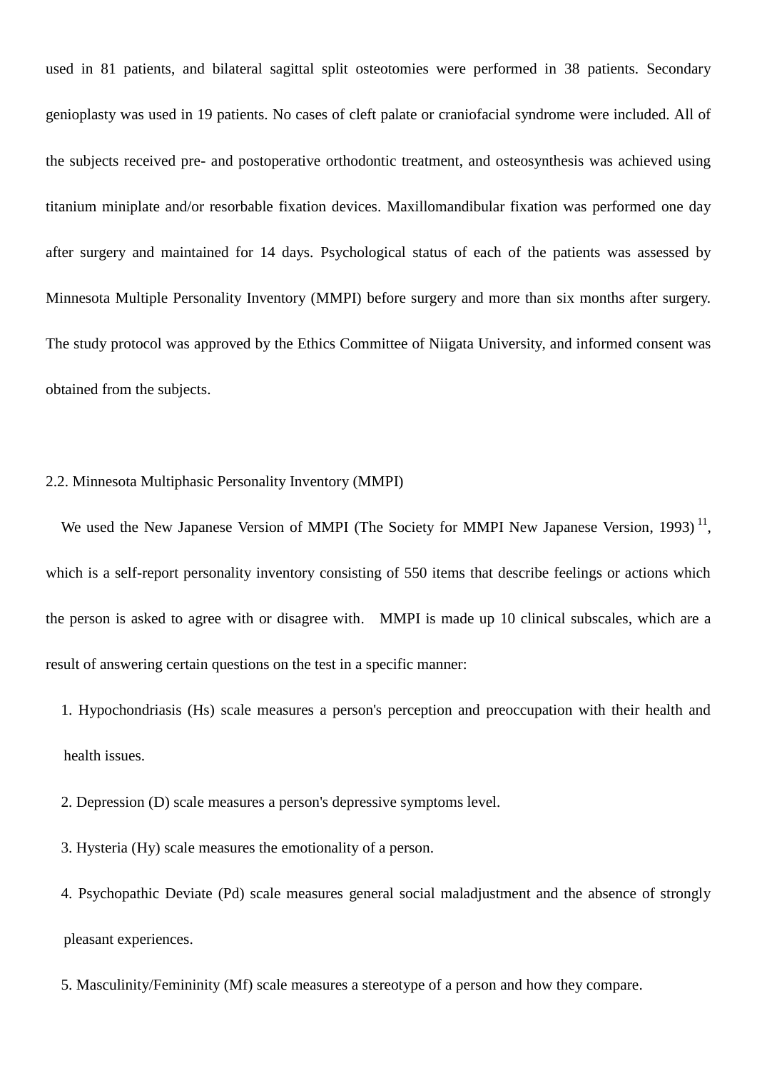used in 81 patients, and bilateral sagittal split osteotomies were performed in 38 patients. Secondary genioplasty was used in 19 patients. No cases of cleft palate or craniofacial syndrome were included. All of the subjects received pre- and postoperative orthodontic treatment, and osteosynthesis was achieved using titanium miniplate and/or resorbable fixation devices. Maxillomandibular fixation was performed one day after surgery and maintained for 14 days. Psychological status of each of the patients was assessed by Minnesota Multiple Personality Inventory (MMPI) before surgery and more than six months after surgery. The study protocol was approved by the Ethics Committee of Niigata University, and informed consent was obtained from the subjects.

2.2. Minnesota Multiphasic Personality Inventory (MMPI)

We used the New Japanese Version of MMPI (The Society for MMPI New Japanese Version, 1993) [11], which is a self-report personality inventory consisting of 550 items that describe feelings or actions which the person is asked to agree with or disagree with. MMPI is made up 10 clinical subscales, which are a result of answering certain questions on the test in a specific manner:

1. Hypochondriasis (Hs) scale measures a person's perception and preoccupation with their health and health issues.
2. Depression (D) scale measures a person's depressive symptoms level.
3. Hysteria (Hy) scale measures the emotionality of a person.
4. Psychopathic Deviate (Pd) scale measures general social maladjustment and the absence of strongly pleasant experiences.
5. Masculinity/Femininity (Mf) scale measures a stereotype of a person and how they compare.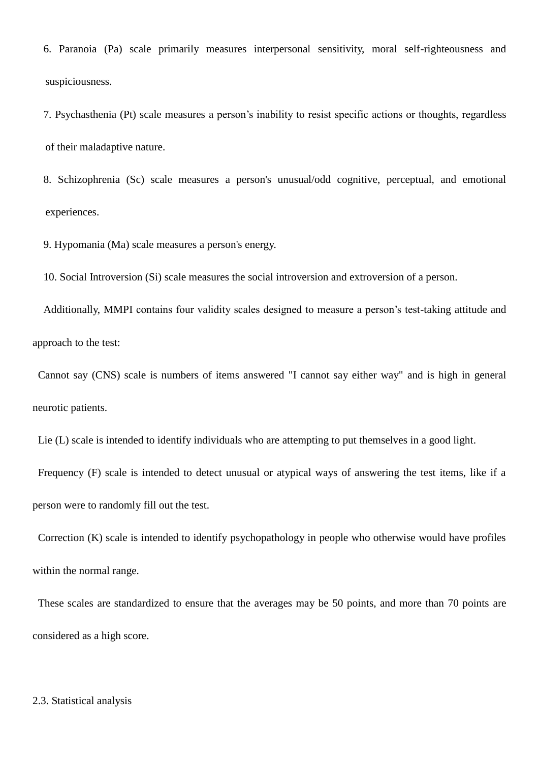6. Paranoia (Pa) scale primarily measures interpersonal sensitivity, moral self-righteousness and suspiciousness.
7. Psychasthenia (Pt) scale measures a person's inability to resist specific actions or thoughts, regardless of their maladaptive nature.
8. Schizophrenia (Sc) scale measures a person's unusual/odd cognitive, perceptual, and emotional experiences.
9. Hypomania (Ma) scale measures a person's energy.
10. Social Introversion (Si) scale measures the social introversion and extroversion of a person.

Additionally, MMPI contains four validity scales designed to measure a person's test-taking attitude and approach to the test:

Cannot say (CNS) scale is numbers of items answered "I cannot say either way" and is high in general neurotic patients.

Lie (L) scale is intended to identify individuals who are attempting to put themselves in a good light.

Frequency (F) scale is intended to detect unusual or atypical ways of answering the test items, like if a person were to randomly fill out the test.

Correction (K) scale is intended to identify psychopathology in people who otherwise would have profiles within the normal range.

These scales are standardized to ensure that the averages may be 50 points, and more than 70 points are considered as a high score.

### 2.3. Statistical analysis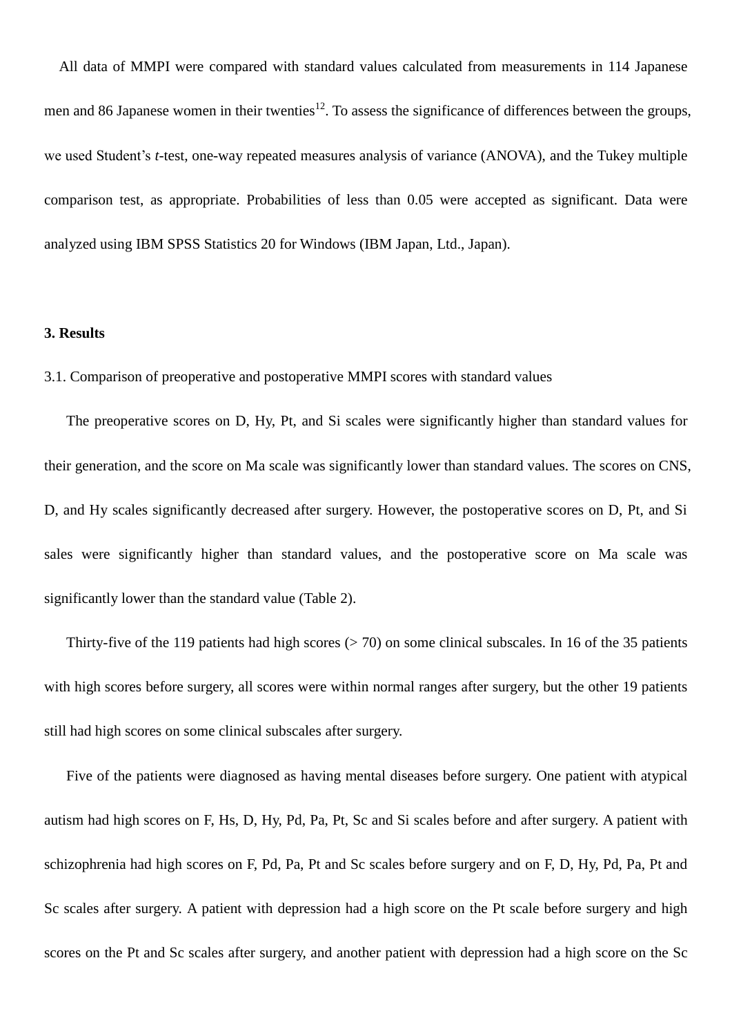All data of MMPI were compared with standard values calculated from measurements in 114 Japanese men and 86 Japanese women in their twenties[12]. To assess the significance of differences between the groups, we used Student's *t*-test, one-way repeated measures analysis of variance (ANOVA), and the Tukey multiple comparison test, as appropriate. Probabilities of less than 0.05 were accepted as significant. Data were analyzed using IBM SPSS Statistics 20 for Windows (IBM Japan, Ltd., Japan).

## 3. Results

### 3.1. Comparison of preoperative and postoperative MMPI scores with standard values

The preoperative scores on D, Hy, Pt, and Si scales were significantly higher than standard values for their generation, and the score on Ma scale was significantly lower than standard values. The scores on CNS, D, and Hy scales significantly decreased after surgery. However, the postoperative scores on D, Pt, and Si sales were significantly higher than standard values, and the postoperative score on Ma scale was significantly lower than the standard value (Table 2).

Thirty-five of the 119 patients had high scores (> 70) on some clinical subscales. In 16 of the 35 patients with high scores before surgery, all scores were within normal ranges after surgery, but the other 19 patients still had high scores on some clinical subscales after surgery.

Five of the patients were diagnosed as having mental diseases before surgery. One patient with atypical autism had high scores on F, Hs, D, Hy, Pd, Pa, Pt, Sc and Si scales before and after surgery. A patient with schizophrenia had high scores on F, Pd, Pa, Pt and Sc scales before surgery and on F, D, Hy, Pd, Pa, Pt and Sc scales after surgery. A patient with depression had a high score on the Pt scale before surgery and high scores on the Pt and Sc scales after surgery, and another patient with depression had a high score on the Sc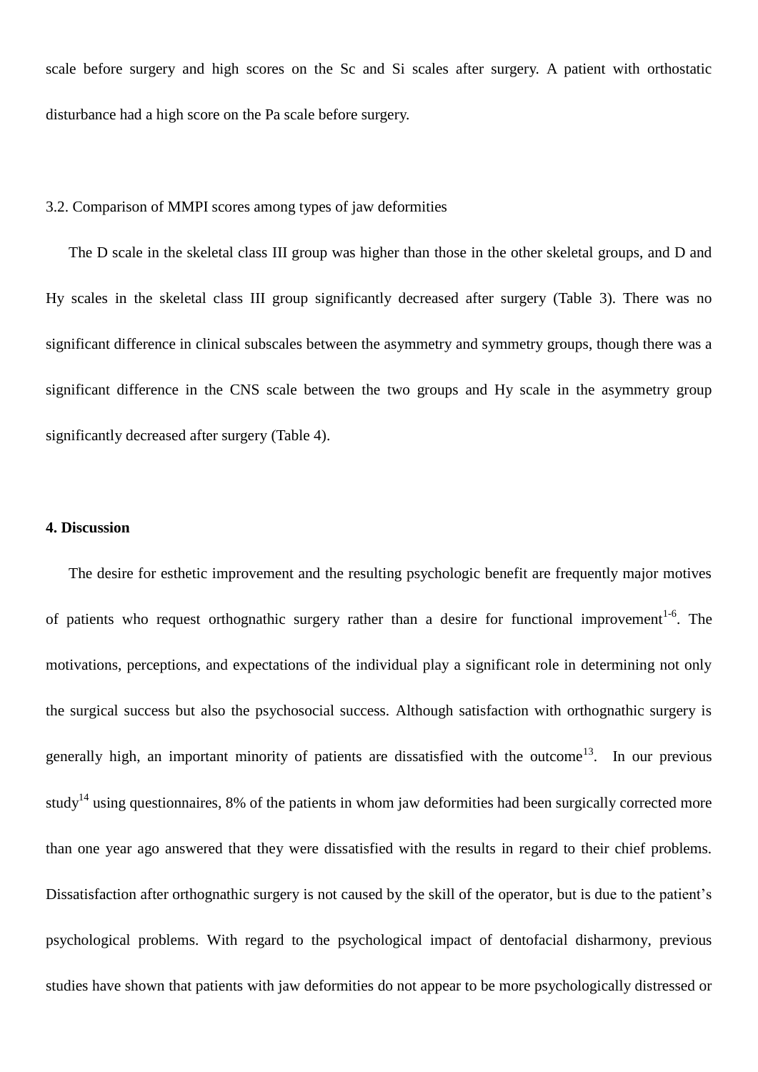scale before surgery and high scores on the Sc and Si scales after surgery. A patient with orthostatic disturbance had a high score on the Pa scale before surgery.

3.2. Comparison of MMPI scores among types of jaw deformities

The D scale in the skeletal class III group was higher than those in the other skeletal groups, and D and Hy scales in the skeletal class III group significantly decreased after surgery (Table 3). There was no significant difference in clinical subscales between the asymmetry and symmetry groups, though there was a significant difference in the CNS scale between the two groups and Hy scale in the asymmetry group significantly decreased after surgery (Table 4).

**4. Discussion**

The desire for esthetic improvement and the resulting psychologic benefit are frequently major motives of patients who request orthognathic surgery rather than a desire for functional improvement[1-6]. The motivations, perceptions, and expectations of the individual play a significant role in determining not only the surgical success but also the psychosocial success. Although satisfaction with orthognathic surgery is generally high, an important minority of patients are dissatisfied with the outcome[13]. In our previous study[14] using questionnaires, 8% of the patients in whom jaw deformities had been surgically corrected more than one year ago answered that they were dissatisfied with the results in regard to their chief problems. Dissatisfaction after orthognathic surgery is not caused by the skill of the operator, but is due to the patient's psychological problems. With regard to the psychological impact of dentofacial disharmony, previous studies have shown that patients with jaw deformities do not appear to be more psychologically distressed or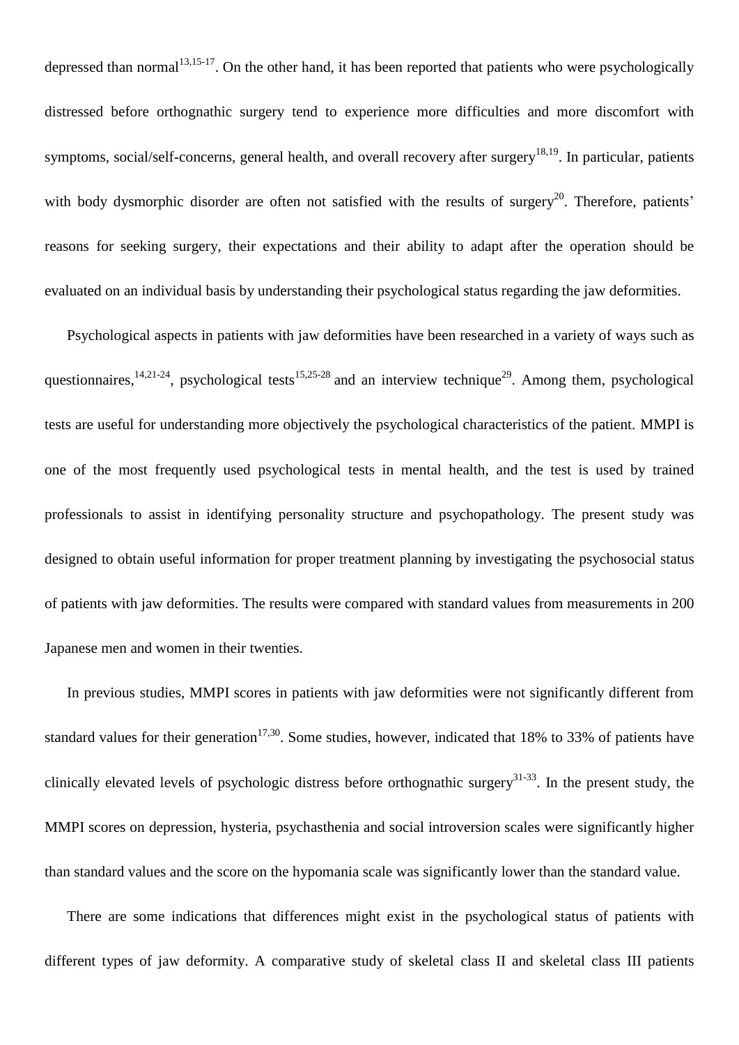depressed than normal[13,15-17]. On the other hand, it has been reported that patients who were psychologically distressed before orthognathic surgery tend to experience more difficulties and more discomfort with symptoms, social/self-concerns, general health, and overall recovery after surgery[18,19]. In particular, patients with body dysmorphic disorder are often not satisfied with the results of surgery[20]. Therefore, patients' reasons for seeking surgery, their expectations and their ability to adapt after the operation should be evaluated on an individual basis by understanding their psychological status regarding the jaw deformities.

Psychological aspects in patients with jaw deformities have been researched in a variety of ways such as questionnaires,[14,21-24], psychological tests[15,25-28] and an interview technique[29]. Among them, psychological tests are useful for understanding more objectively the psychological characteristics of the patient. MMPI is one of the most frequently used psychological tests in mental health, and the test is used by trained professionals to assist in identifying personality structure and psychopathology. The present study was designed to obtain useful information for proper treatment planning by investigating the psychosocial status of patients with jaw deformities. The results were compared with standard values from measurements in 200 Japanese men and women in their twenties.

In previous studies, MMPI scores in patients with jaw deformities were not significantly different from standard values for their generation[17,30]. Some studies, however, indicated that 18% to 33% of patients have clinically elevated levels of psychologic distress before orthognathic surgery[31-33]. In the present study, the MMPI scores on depression, hysteria, psychasthenia and social introversion scales were significantly higher than standard values and the score on the hypomania scale was significantly lower than the standard value.

There are some indications that differences might exist in the psychological status of patients with different types of jaw deformity. A comparative study of skeletal class II and skeletal class III patients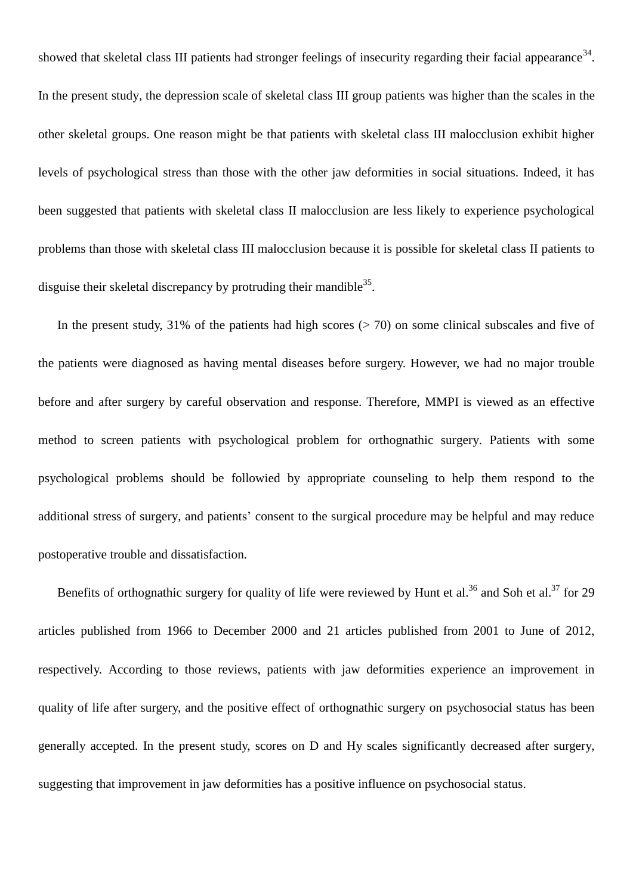showed that skeletal class III patients had stronger feelings of insecurity regarding their facial appearance[34]. In the present study, the depression scale of skeletal class III group patients was higher than the scales in the other skeletal groups. One reason might be that patients with skeletal class III malocclusion exhibit higher levels of psychological stress than those with the other jaw deformities in social situations. Indeed, it has been suggested that patients with skeletal class II malocclusion are less likely to experience psychological problems than those with skeletal class III malocclusion because it is possible for skeletal class II patients to disguise their skeletal discrepancy by protruding their mandible[35].

In the present study, 31% of the patients had high scores (> 70) on some clinical subscales and five of the patients were diagnosed as having mental diseases before surgery. However, we had no major trouble before and after surgery by careful observation and response. Therefore, MMPI is viewed as an effective method to screen patients with psychological problem for orthognathic surgery. Patients with some psychological problems should be followied by appropriate counseling to help them respond to the additional stress of surgery, and patients' consent to the surgical procedure may be helpful and may reduce postoperative trouble and dissatisfaction.

Benefits of orthognathic surgery for quality of life were reviewed by Hunt et al.[36] and Soh et al.[37] for 29 articles published from 1966 to December 2000 and 21 articles published from 2001 to June of 2012, respectively. According to those reviews, patients with jaw deformities experience an improvement in quality of life after surgery, and the positive effect of orthognathic surgery on psychosocial status has been generally accepted. In the present study, scores on D and Hy scales significantly decreased after surgery, suggesting that improvement in jaw deformities has a positive influence on psychosocial status.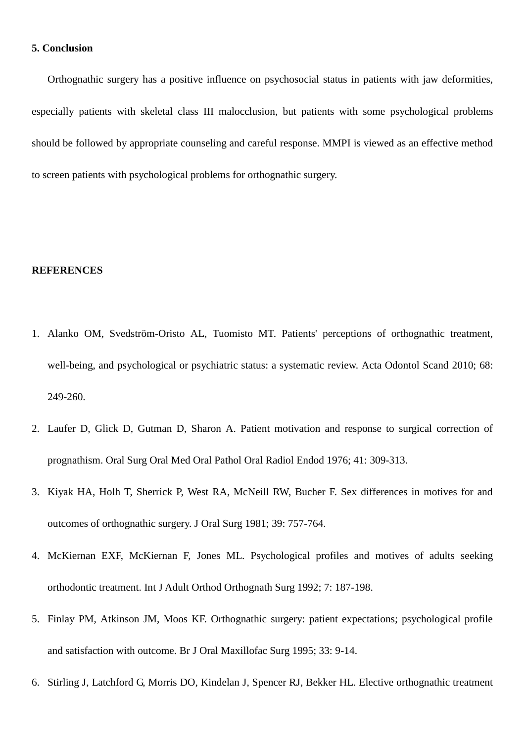## 5. Conclusion

Orthognathic surgery has a positive influence on psychosocial status in patients with jaw deformities, especially patients with skeletal class III malocclusion, but patients with some psychological problems should be followed by appropriate counseling and careful response. MMPI is viewed as an effective method to screen patients with psychological problems for orthognathic surgery.

## REFERENCES

1. Alanko OM, Svedström-Oristo AL, Tuomisto MT. Patients' perceptions of orthognathic treatment, well-being, and psychological or psychiatric status: a systematic review. Acta Odontol Scand 2010; 68: 249-260.
2. Laufer D, Glick D, Gutman D, Sharon A. Patient motivation and response to surgical correction of prognathism. Oral Surg Oral Med Oral Pathol Oral Radiol Endod 1976; 41: 309-313.
3. Kiyak HA, Holh T, Sherrick P, West RA, McNeill RW, Bucher F. Sex differences in motives for and outcomes of orthognathic surgery. J Oral Surg 1981; 39: 757-764.
4. McKiernan EXF, McKiernan F, Jones ML. Psychological profiles and motives of adults seeking orthodontic treatment. Int J Adult Orthod Orthognath Surg 1992; 7: 187-198.
5. Finlay PM, Atkinson JM, Moos KF. Orthognathic surgery: patient expectations; psychological profile and satisfaction with outcome. Br J Oral Maxillofac Surg 1995; 33: 9-14.
6. Stirling J, Latchford G, Morris DO, Kindelan J, Spencer RJ, Bekker HL. Elective orthognathic treatment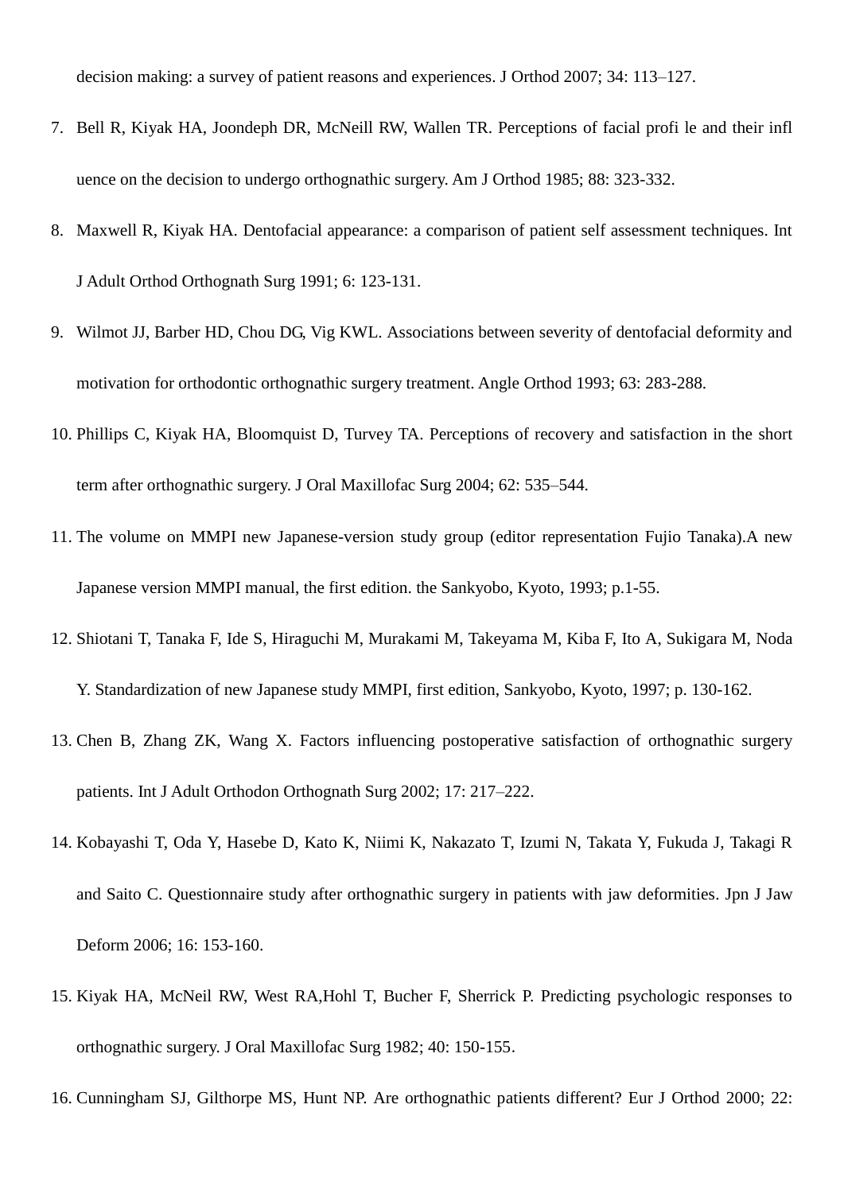decision making: a survey of patient reasons and experiences. J Orthod 2007; 34: 113–127.

7. Bell R, Kiyak HA, Joondeph DR, McNeill RW, Wallen TR. Perceptions of facial profi le and their infl uence on the decision to undergo orthognathic surgery. Am J Orthod 1985; 88: 323-332.
8. Maxwell R, Kiyak HA. Dentofacial appearance: a comparison of patient self assessment techniques. Int J Adult Orthod Orthognath Surg 1991; 6: 123-131.
9. Wilmot JJ, Barber HD, Chou DG, Vig KWL. Associations between severity of dentofacial deformity and motivation for orthodontic orthognathic surgery treatment. Angle Orthod 1993; 63: 283-288.
10. Phillips C, Kiyak HA, Bloomquist D, Turvey TA. Perceptions of recovery and satisfaction in the short term after orthognathic surgery. J Oral Maxillofac Surg 2004; 62: 535–544.
11. The volume on MMPI new Japanese-version study group (editor representation Fujio Tanaka).A new Japanese version MMPI manual, the first edition. the Sankyobo, Kyoto, 1993; p.1-55.
12. Shiotani T, Tanaka F, Ide S, Hiraguchi M, Murakami M, Takeyama M, Kiba F, Ito A, Sukigara M, Noda Y. Standardization of new Japanese study MMPI, first edition, Sankyobo, Kyoto, 1997; p. 130-162.
13. Chen B, Zhang ZK, Wang X. Factors influencing postoperative satisfaction of orthognathic surgery patients. Int J Adult Orthodon Orthognath Surg 2002; 17: 217–222.
14. Kobayashi T, Oda Y, Hasebe D, Kato K, Niimi K, Nakazato T, Izumi N, Takata Y, Fukuda J, Takagi R and Saito C. Questionnaire study after orthognathic surgery in patients with jaw deformities. Jpn J Jaw Deform 2006; 16: 153-160.
15. Kiyak HA, McNeil RW, West RA,Hohl T, Bucher F, Sherrick P. Predicting psychologic responses to orthognathic surgery. J Oral Maxillofac Surg 1982; 40: 150-155.
16. Cunningham SJ, Gilthorpe MS, Hunt NP. Are orthognathic patients different? Eur J Orthod 2000; 22: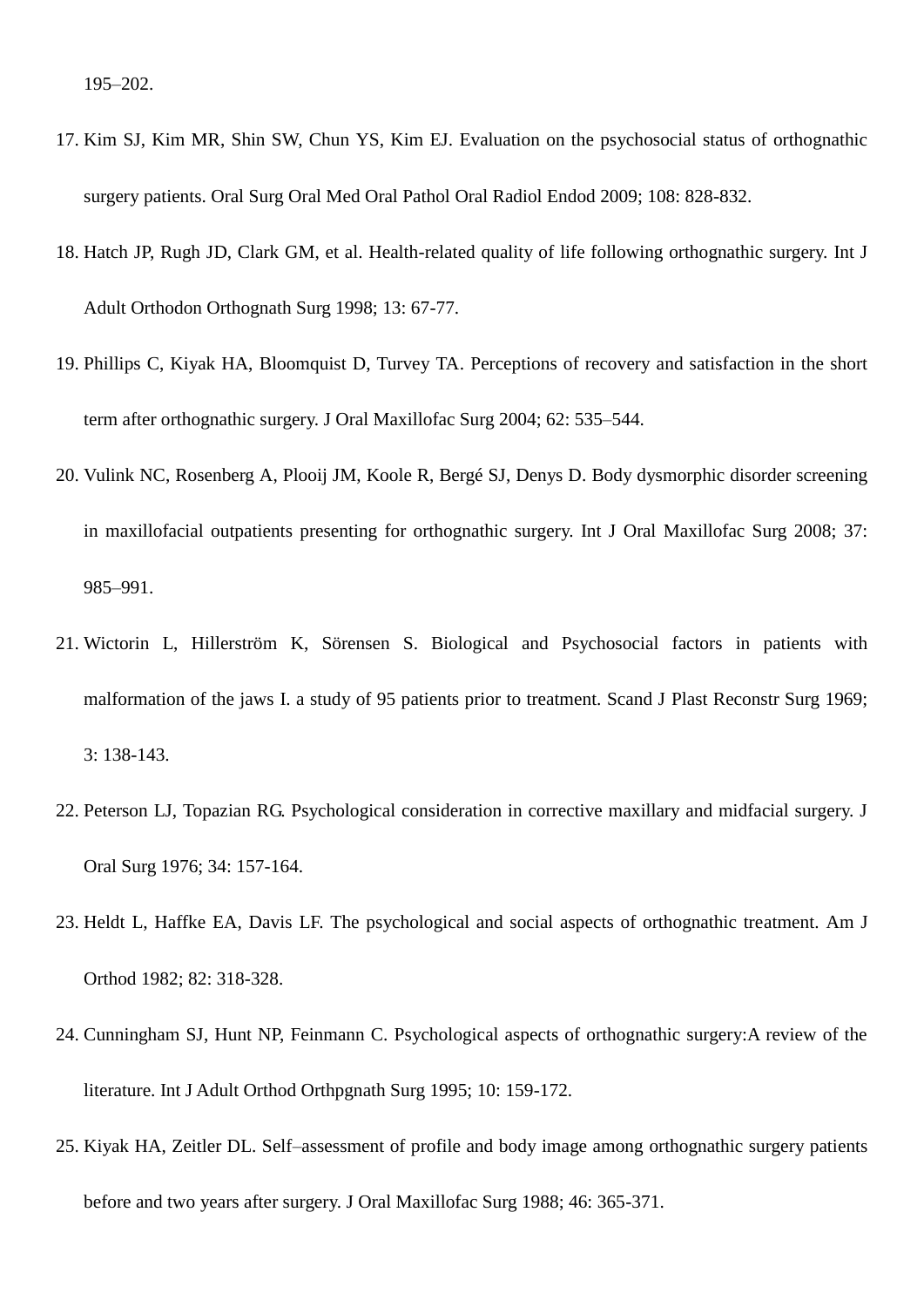195–202.

17. Kim SJ, Kim MR, Shin SW, Chun YS, Kim EJ. Evaluation on the psychosocial status of orthognathic surgery patients. Oral Surg Oral Med Oral Pathol Oral Radiol Endod 2009; 108: 828-832.

18. Hatch JP, Rugh JD, Clark GM, et al. Health-related quality of life following orthognathic surgery. Int J Adult Orthodon Orthognath Surg 1998; 13: 67-77.

19. Phillips C, Kiyak HA, Bloomquist D, Turvey TA. Perceptions of recovery and satisfaction in the short term after orthognathic surgery. J Oral Maxillofac Surg 2004; 62: 535–544.

20. Vulink NC, Rosenberg A, Plooij JM, Koole R, Bergé SJ, Denys D. Body dysmorphic disorder screening in maxillofacial outpatients presenting for orthognathic surgery. Int J Oral Maxillofac Surg 2008; 37: 985–991.

21. Wictorin L, Hillerström K, Sörensen S. Biological and Psychosocial factors in patients with malformation of the jaws I. a study of 95 patients prior to treatment. Scand J Plast Reconstr Surg 1969; 3: 138-143.

22. Peterson LJ, Topazian RG. Psychological consideration in corrective maxillary and midfacial surgery. J Oral Surg 1976; 34: 157-164.

23. Heldt L, Haffke EA, Davis LF. The psychological and social aspects of orthognathic treatment. Am J Orthod 1982; 82: 318-328.

24. Cunningham SJ, Hunt NP, Feinmann C. Psychological aspects of orthognathic surgery:A review of the literature. Int J Adult Orthod Orthpgnath Surg 1995; 10: 159-172.

25. Kiyak HA, Zeitler DL. Self–assessment of profile and body image among orthognathic surgery patients before and two years after surgery. J Oral Maxillofac Surg 1988; 46: 365-371.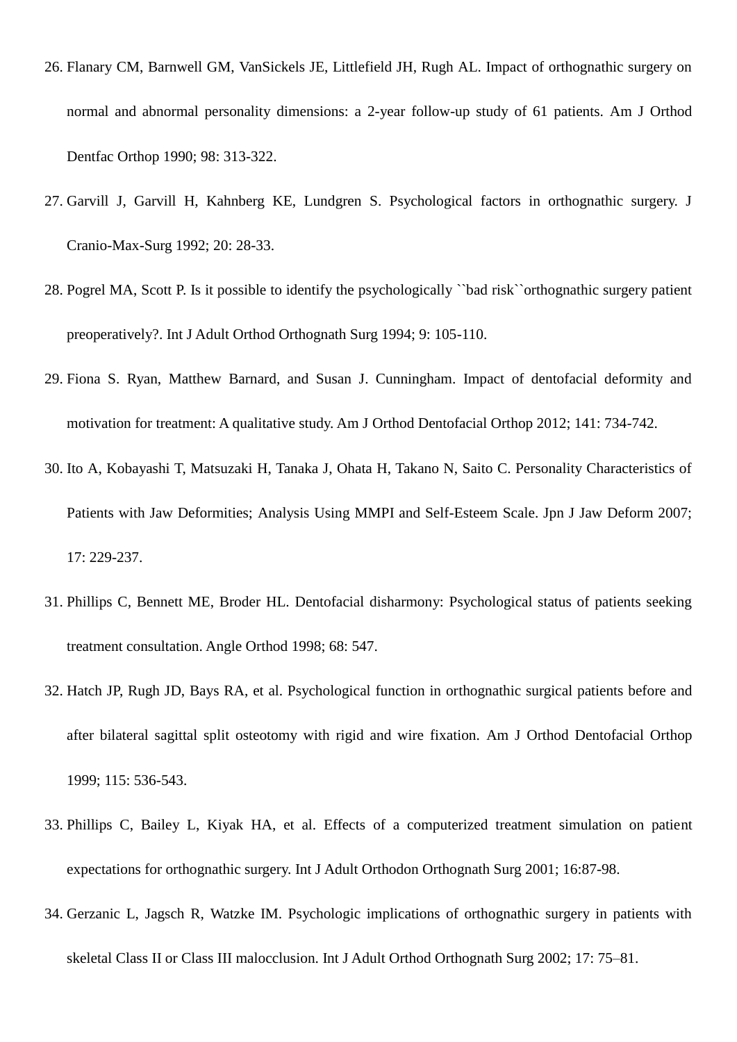26. Flanary CM, Barnwell GM, VanSickels JE, Littlefield JH, Rugh AL. Impact of orthognathic surgery on normal and abnormal personality dimensions: a 2-year follow-up study of 61 patients. Am J Orthod Dentfac Orthop 1990; 98: 313-322.
27. Garvill J, Garvill H, Kahnberg KE, Lundgren S. Psychological factors in orthognathic surgery. J Cranio-Max-Surg 1992; 20: 28-33.
28. Pogrel MA, Scott P. Is it possible to identify the psychologically ``bad risk``orthognathic surgery patient preoperatively?. Int J Adult Orthod Orthognath Surg 1994; 9: 105-110.
29. Fiona S. Ryan, Matthew Barnard, and Susan J. Cunningham. Impact of dentofacial deformity and motivation for treatment: A qualitative study. Am J Orthod Dentofacial Orthop 2012; 141: 734-742.
30. Ito A, Kobayashi T, Matsuzaki H, Tanaka J, Ohata H, Takano N, Saito C. Personality Characteristics of Patients with Jaw Deformities; Analysis Using MMPI and Self-Esteem Scale. Jpn J Jaw Deform 2007; 17: 229-237.
31. Phillips C, Bennett ME, Broder HL. Dentofacial disharmony: Psychological status of patients seeking treatment consultation. Angle Orthod 1998; 68: 547.
32. Hatch JP, Rugh JD, Bays RA, et al. Psychological function in orthognathic surgical patients before and after bilateral sagittal split osteotomy with rigid and wire fixation. Am J Orthod Dentofacial Orthop 1999; 115: 536-543.
33. Phillips C, Bailey L, Kiyak HA, et al. Effects of a computerized treatment simulation on patient expectations for orthognathic surgery. Int J Adult Orthodon Orthognath Surg 2001; 16:87-98.
34. Gerzanic L, Jagsch R, Watzke IM. Psychologic implications of orthognathic surgery in patients with skeletal Class II or Class III malocclusion. Int J Adult Orthod Orthognath Surg 2002; 17: 75–81.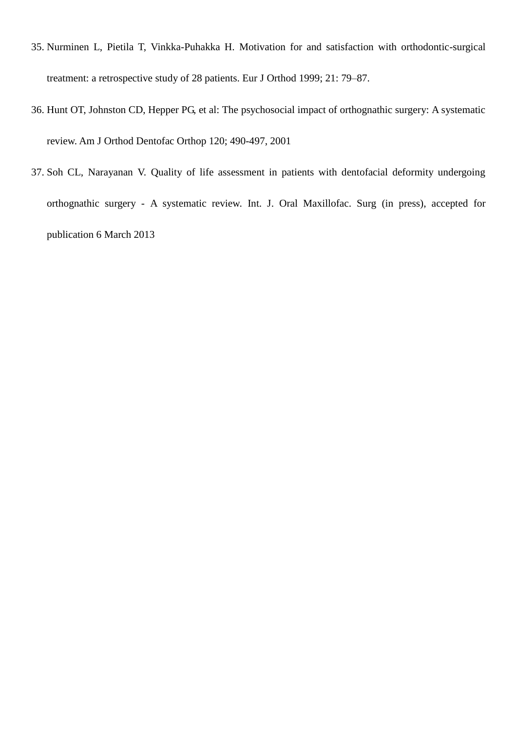35. Nurminen L, Pietila T, Vinkka-Puhakka H. Motivation for and satisfaction with orthodontic-surgical treatment: a retrospective study of 28 patients. Eur J Orthod 1999; 21: 79–87.
36. Hunt OT, Johnston CD, Hepper PG, et al: The psychosocial impact of orthognathic surgery: A systematic review. Am J Orthod Dentofac Orthop 120; 490-497, 2001
37. Soh CL, Narayanan V. Quality of life assessment in patients with dentofacial deformity undergoing orthognathic surgery - A systematic review. Int. J. Oral Maxillofac. Surg (in press), accepted for publication 6 March 2013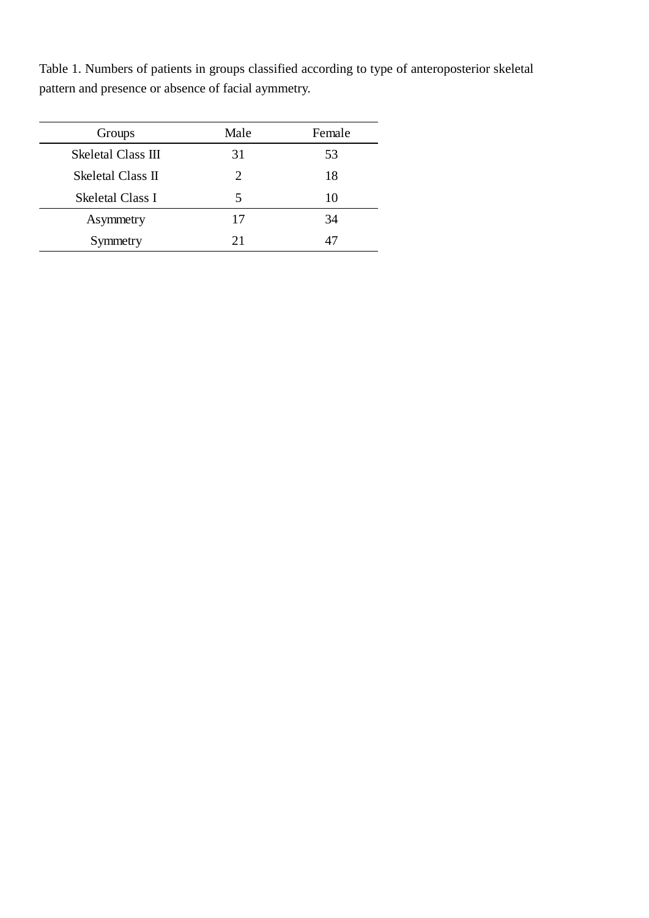Table 1. Numbers of patients in groups classified according to type of anteroposterior skeletal pattern and presence or absence of facial aymmetry.

| Groups | Male | Female |
|---|---|---|
| Skeletal Class III | 31 | 53 |
| Skeletal Class II | 2 | 18 |
| Skeletal Class I | 5 | 10 |
| Asymmetry | 17 | 34 |
| Symmetry | 21 | 47 |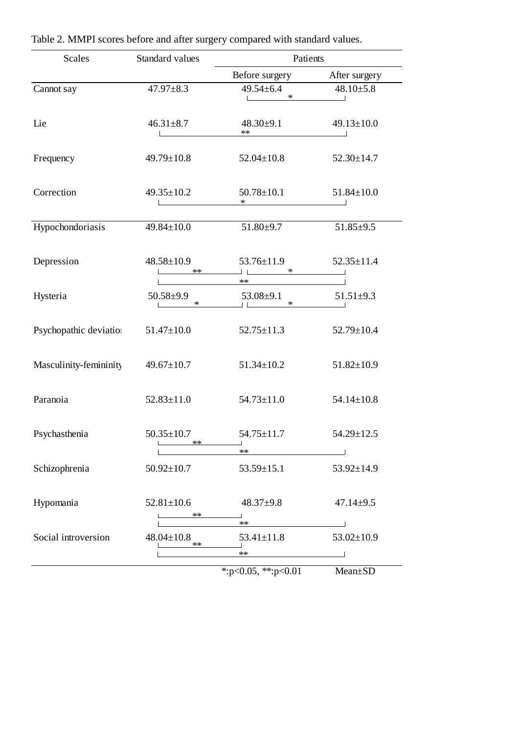Table 2. MMPI scores before and after surgery compared with standard values.

| Scales | Standard values | Patients | | Standard vs Before surgery | Before vs After surgery | Standard vs After surgery |
|---|---|---|---|---|---|---|
| | | Before surgery | After surgery | | | |
| Cannot say | 47.97±8.3 | 49.54±6.4 | 48.10±5.8 | | * | |
| Lie | 46.31±8.7 | 48.30±9.1 | 49.13±10.0 | | | ** |
| Frequency | 49.79±10.8 | 52.04±10.8 | 52.30±14.7 | | | |
| Correction | 49.35±10.2 | 50.78±10.1 | 51.84±10.0 | | | * |
| Hypochondoriasis | 49.84±10.0 | 51.80±9.7 | 51.85±9.5 | | | |
| Depression | 48.58±10.9 | 53.76±11.9 | 52.35±11.4 | ** | * | ** |
| Hysteria | 50.58±9.9 | 53.08±9.1 | 51.51±9.3 | * | * | |
| Psychopathic deviation | 51.47±10.0 | 52.75±11.3 | 52.79±10.4 | | | |
| Masculinity-femininity | 49.67±10.7 | 51.34±10.2 | 51.82±10.9 | | | |
| Paranoia | 52.83±11.0 | 54.73±11.0 | 54.14±10.8 | | | |
| Psychasthenia | 50.35±10.7 | 54.75±11.7 | 54.29±12.5 | ** | | ** |
| Schizophrenia | 50.92±10.7 | 53.59±15.1 | 53.92±14.9 | | | |
| Hypomania | 52.81±10.6 | 48.37±9.8 | 47.14±9.5 | ** | | ** |
| Social introversion | 48.04±10.8 | 53.41±11.8 | 53.02±10.9 | ** | | ** |

*:p<0.05, **:p<0.01 Mean±SD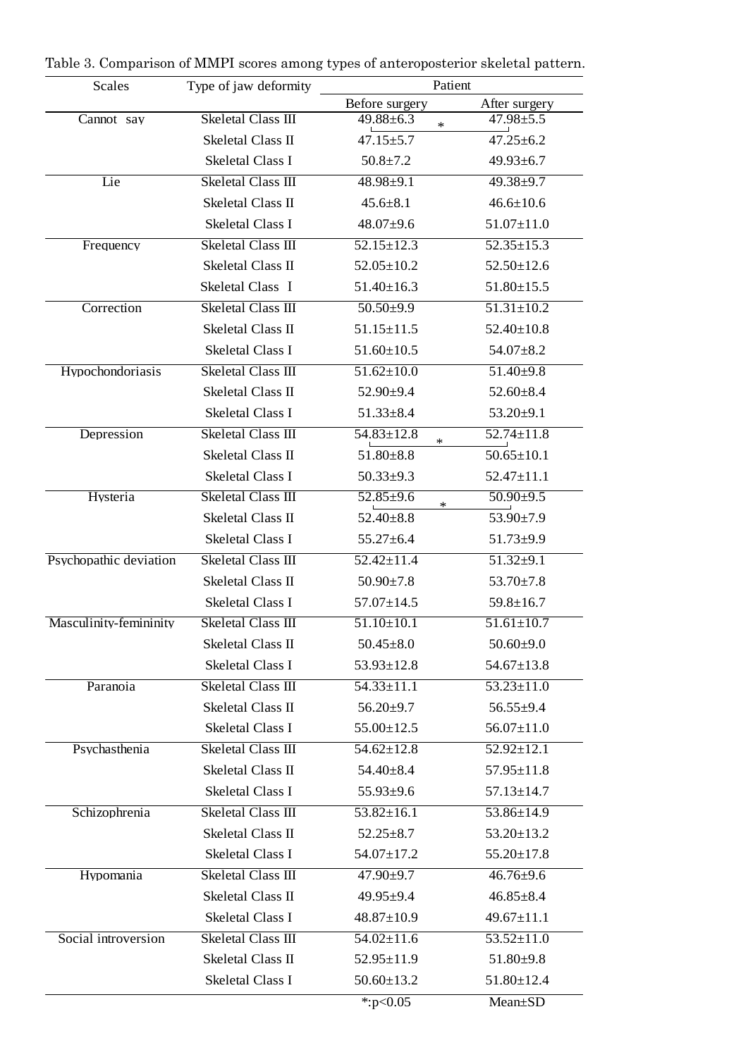Table 3. Comparison of MMPI scores among types of anteroposterior skeletal pattern.

| Scales | Type of jaw deformity | Patient | |
|---|---|---|---|
| | | Before surgery | After surgery |
| Cannot say | Skeletal Class III | 49.88±6.3 * | 47.98±5.5 |
| | Skeletal Class II | 47.15±5.7 | 47.25±6.2 |
| | Skeletal Class I | 50.8±7.2 | 49.93±6.7 |
| Lie | Skeletal Class III | 48.98±9.1 | 49.38±9.7 |
| | Skeletal Class II | 45.6±8.1 | 46.6±10.6 |
| | Skeletal Class I | 48.07±9.6 | 51.07±11.0 |
| Frequency | Skeletal Class III | 52.15±12.3 | 52.35±15.3 |
| | Skeletal Class II | 52.05±10.2 | 52.50±12.6 |
| | Skeletal Class I | 51.40±16.3 | 51.80±15.5 |
| Correction | Skeletal Class III | 50.50±9.9 | 51.31±10.2 |
| | Skeletal Class II | 51.15±11.5 | 52.40±10.8 |
| | Skeletal Class I | 51.60±10.5 | 54.07±8.2 |
| Hypochondoriasis | Skeletal Class III | 51.62±10.0 | 51.40±9.8 |
| | Skeletal Class II | 52.90±9.4 | 52.60±8.4 |
| | Skeletal Class I | 51.33±8.4 | 53.20±9.1 |
| Depression | Skeletal Class III | 54.83±12.8 * | 52.74±11.8 |
| | Skeletal Class II | 51.80±8.8 | 50.65±10.1 |
| | Skeletal Class I | 50.33±9.3 | 52.47±11.1 |
| Hysteria | Skeletal Class III | 52.85±9.6 * | 50.90±9.5 |
| | Skeletal Class II | 52.40±8.8 | 53.90±7.9 |
| | Skeletal Class I | 55.27±6.4 | 51.73±9.9 |
| Psychopathic deviation | Skeletal Class III | 52.42±11.4 | 51.32±9.1 |
| | Skeletal Class II | 50.90±7.8 | 53.70±7.8 |
| | Skeletal Class I | 57.07±14.5 | 59.8±16.7 |
| Masculinity-femininity | Skeletal Class III | 51.10±10.1 | 51.61±10.7 |
| | Skeletal Class II | 50.45±8.0 | 50.60±9.0 |
| | Skeletal Class I | 53.93±12.8 | 54.67±13.8 |
| Paranoia | Skeletal Class III | 54.33±11.1 | 53.23±11.0 |
| | Skeletal Class II | 56.20±9.7 | 56.55±9.4 |
| | Skeletal Class I | 55.00±12.5 | 56.07±11.0 |
| Psychasthenia | Skeletal Class III | 54.62±12.8 | 52.92±12.1 |
| | Skeletal Class II | 54.40±8.4 | 57.95±11.8 |
| | Skeletal Class I | 55.93±9.6 | 57.13±14.7 |
| Schizophrenia | Skeletal Class III | 53.82±16.1 | 53.86±14.9 |
| | Skeletal Class II | 52.25±8.7 | 53.20±13.2 |
| | Skeletal Class I | 54.07±17.2 | 55.20±17.8 |
| Hypomania | Skeletal Class III | 47.90±9.7 | 46.76±9.6 |
| | Skeletal Class II | 49.95±9.4 | 46.85±8.4 |
| | Skeletal Class I | 48.87±10.9 | 49.67±11.1 |
| Social introversion | Skeletal Class III | 54.02±11.6 | 53.52±11.0 |
| | Skeletal Class II | 52.95±11.9 | 51.80±9.8 |
| | Skeletal Class I | 50.60±13.2 | 51.80±12.4 |
| | | *:$p<0.05$ | Mean±SD |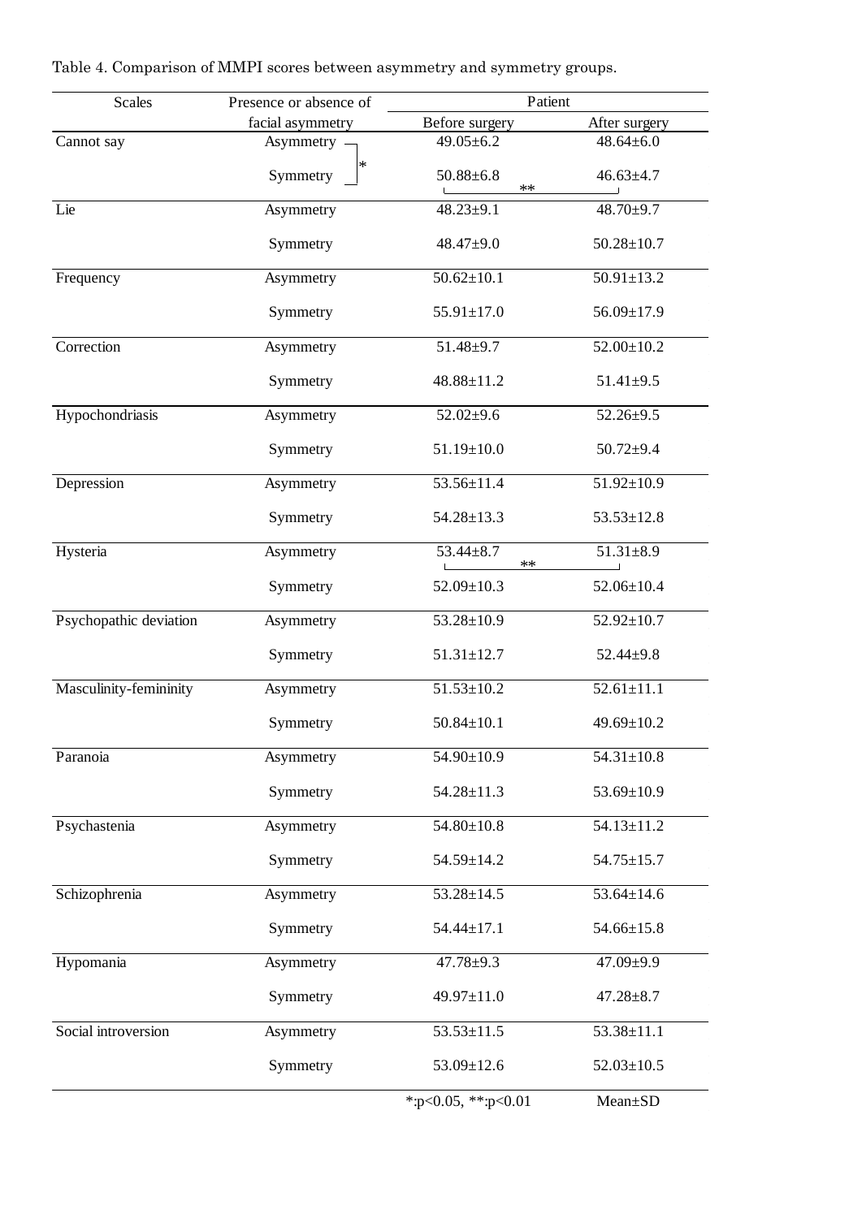Table 4. Comparison of MMPI scores between asymmetry and symmetry groups.

| Scales | Presence or absence of facial asymmetry | Patient Before surgery | Patient After surgery |
|---|---|---|---|
| Cannot say | Asymmetry | 49.05±6.2 | 48.64±6.0 |
| | Symmetry | 50.88±6.8 | 46.63±4.7 |
| Lie | Asymmetry | 48.23±9.1 | 48.70±9.7 |
| | Symmetry | 48.47±9.0 | 50.28±10.7 |
| Frequency | Asymmetry | 50.62±10.1 | 50.91±13.2 |
| | Symmetry | 55.91±17.0 | 56.09±17.9 |
| Correction | Asymmetry | 51.48±9.7 | 52.00±10.2 |
| | Symmetry | 48.88±11.2 | 51.41±9.5 |
| Hypochondriasis | Asymmetry | 52.02±9.6 | 52.26±9.5 |
| | Symmetry | 51.19±10.0 | 50.72±9.4 |
| Depression | Asymmetry | 53.56±11.4 | 51.92±10.9 |
| | Symmetry | 54.28±13.3 | 53.53±12.8 |
| Hysteria | Asymmetry | 53.44±8.7 | 51.31±8.9 |
| | Symmetry | 52.09±10.3 | 52.06±10.4 |
| Psychopathic deviation | Asymmetry | 53.28±10.9 | 52.92±10.7 |
| | Symmetry | 51.31±12.7 | 52.44±9.8 |
| Masculinity-femininity | Asymmetry | 51.53±10.2 | 52.61±11.1 |
| | Symmetry | 50.84±10.1 | 49.69±10.2 |
| Paranoia | Asymmetry | 54.90±10.9 | 54.31±10.8 |
| | Symmetry | 54.28±11.3 | 53.69±10.9 |
| Psychastenia | Asymmetry | 54.80±10.8 | 54.13±11.2 |
| | Symmetry | 54.59±14.2 | 54.75±15.7 |
| Schizophrenia | Asymmetry | 53.28±14.5 | 53.64±14.6 |
| | Symmetry | 54.44±17.1 | 54.66±15.8 |
| Hypomania | Asymmetry | 47.78±9.3 | 47.09±9.9 |
| | Symmetry | 49.97±11.0 | 47.28±8.7 |
| Social introversion | Asymmetry | 53.53±11.5 | 53.38±11.1 |
| | Symmetry | 53.09±12.6 | 52.03±10.5 |

Cannot say: Asymmetry vs. Symmetry *; Symmetry, before vs. after surgery **. Hysteria: Asymmetry, before vs. after surgery **.

*:p<0.05, **:p<0.01 Mean±SD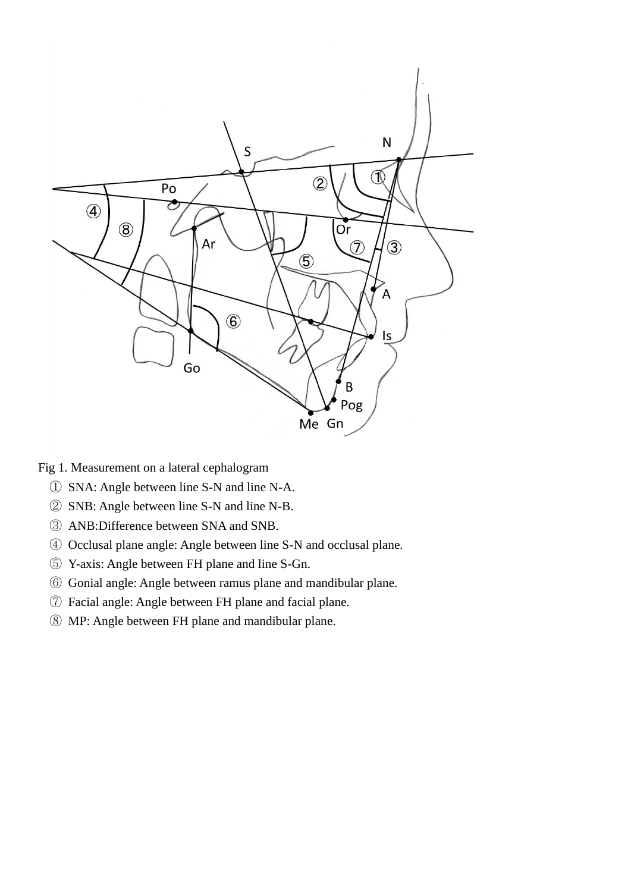Fig 1. Measurement on a lateral cephalogram

① SNA: Angle between line S-N and line N-A.

② SNB: Angle between line S-N and line N-B.

③ ANB:Difference between SNA and SNB.

④ Occlusal plane angle: Angle between line S-N and occlusal plane.

⑤ Y-axis: Angle between FH plane and line S-Gn.

⑥ Gonial angle: Angle between ramus plane and mandibular plane.

⑦ Facial angle: Angle between FH plane and facial plane.

⑧ MP: Angle between FH plane and mandibular plane.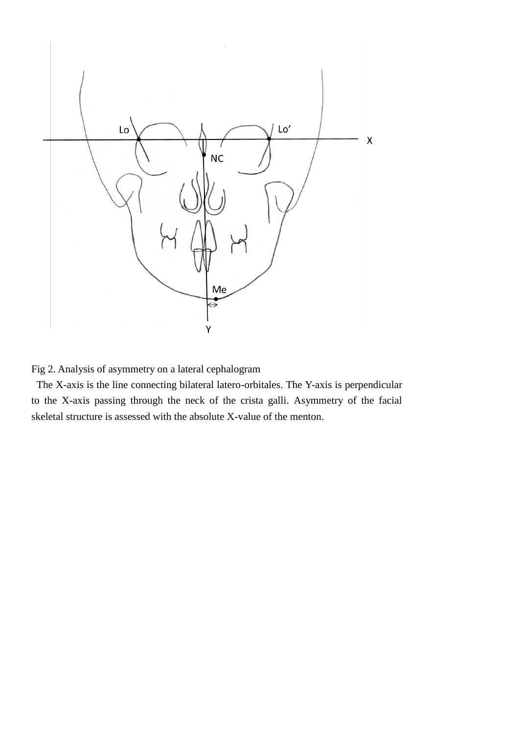Lo

Lo'

X

NC

Me

Y

Fig 2. Analysis of asymmetry on a lateral cephalogram

The X-axis is the line connecting bilateral latero-orbitales. The Y-axis is perpendicular to the X-axis passing through the neck of the crista galli. Asymmetry of the facial skeletal structure is assessed with the absolute X-value of the menton.